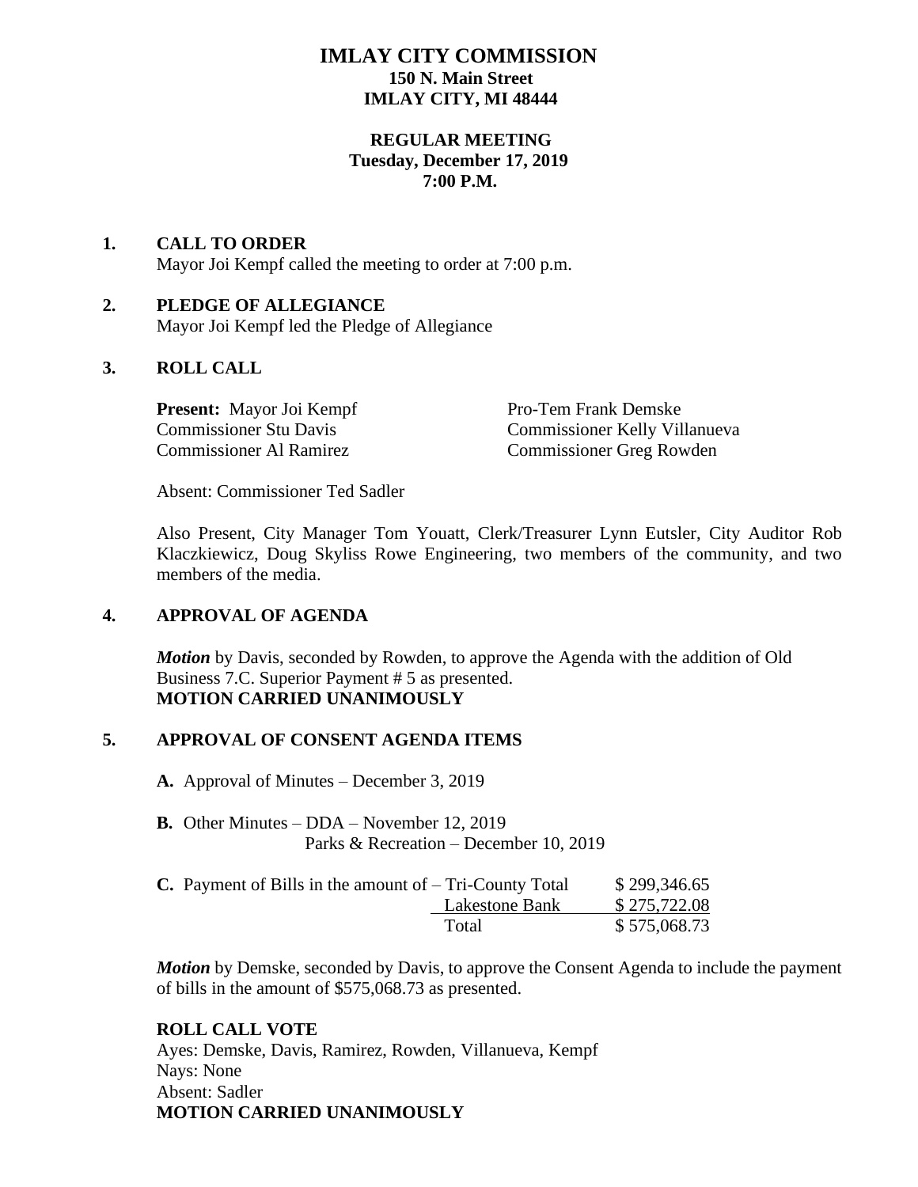# IMLAY CITY COMMISSION

**150 N. Main Street**
**IMLAY CITY, MI 48444**

**REGULAR MEETING**
**Tuesday, December 17, 2019**
**7:00 P.M.**

## 1. CALL TO ORDER

Mayor Joi Kempf called the meeting to order at 7:00 p.m.

## 2. PLEDGE OF ALLEGIANCE

Mayor Joi Kempf led the Pledge of Allegiance

## 3. ROLL CALL

**Present:** Mayor Joi Kempf
Pro-Tem Frank Demske
Commissioner Stu Davis
Commissioner Kelly Villanueva
Commissioner Al Ramirez
Commissioner Greg Rowden

Absent: Commissioner Ted Sadler

Also Present, City Manager Tom Youatt, Clerk/Treasurer Lynn Eutsler, City Auditor Rob Klaczkiewicz, Doug Skyliss Rowe Engineering, two members of the community, and two members of the media.

## 4. APPROVAL OF AGENDA

***Motion*** by Davis, seconded by Rowden, to approve the Agenda with the addition of Old Business 7.C. Superior Payment # 5 as presented.
**MOTION CARRIED UNANIMOUSLY**

## 5. APPROVAL OF CONSENT AGENDA ITEMS

**A.** Approval of Minutes – December 3, 2019

**B.** Other Minutes – DDA – November 12, 2019
Parks & Recreation – December 10, 2019

**C.** Payment of Bills in the amount of –

| | |
|---|---|
| Tri-County Total | $ 299,346.65 |
| Lakestone Bank | $ 275,722.08 |
| Total | $ 575,068.73 |

***Motion*** by Demske, seconded by Davis, to approve the Consent Agenda to include the payment of bills in the amount of $575,068.73 as presented.

**ROLL CALL VOTE**
Ayes: Demske, Davis, Ramirez, Rowden, Villanueva, Kempf
Nays: None
Absent: Sadler
**MOTION CARRIED UNANIMOUSLY**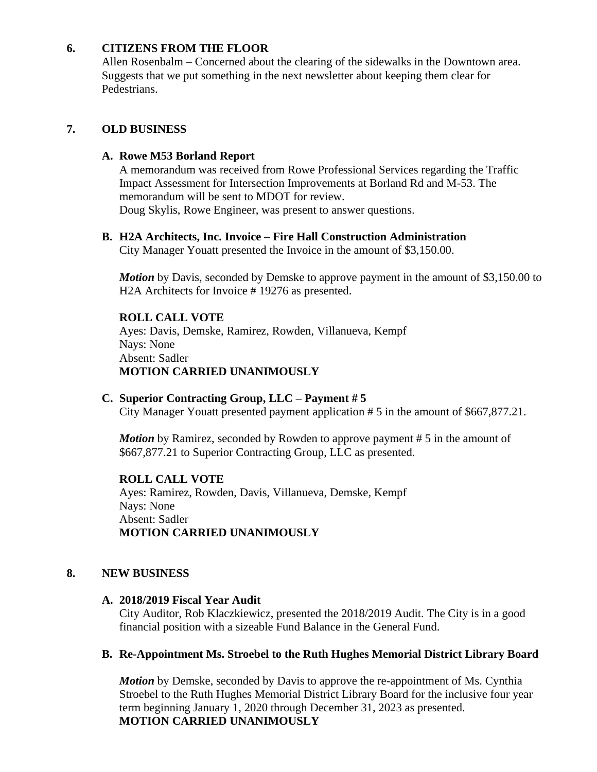## 6. CITIZENS FROM THE FLOOR

Allen Rosenbalm – Concerned about the clearing of the sidewalks in the Downtown area. Suggests that we put something in the next newsletter about keeping them clear for Pedestrians.

## 7. OLD BUSINESS

### A. Rowe M53 Borland Report

A memorandum was received from Rowe Professional Services regarding the Traffic Impact Assessment for Intersection Improvements at Borland Rd and M-53. The memorandum will be sent to MDOT for review.
Doug Skylis, Rowe Engineer, was present to answer questions.

### B. H2A Architects, Inc. Invoice – Fire Hall Construction Administration

City Manager Youatt presented the Invoice in the amount of $3,150.00.

***Motion*** by Davis, seconded by Demske to approve payment in the amount of $3,150.00 to H2A Architects for Invoice # 19276 as presented.

**ROLL CALL VOTE**
Ayes: Davis, Demske, Ramirez, Rowden, Villanueva, Kempf
Nays: None
Absent: Sadler
**MOTION CARRIED UNANIMOUSLY**

### C. Superior Contracting Group, LLC – Payment # 5

City Manager Youatt presented payment application # 5 in the amount of $667,877.21.

***Motion*** by Ramirez, seconded by Rowden to approve payment # 5 in the amount of $667,877.21 to Superior Contracting Group, LLC as presented.

**ROLL CALL VOTE**
Ayes: Ramirez, Rowden, Davis, Villanueva, Demske, Kempf
Nays: None
Absent: Sadler
**MOTION CARRIED UNANIMOUSLY**

## 8. NEW BUSINESS

### A. 2018/2019 Fiscal Year Audit

City Auditor, Rob Klaczkiewicz, presented the 2018/2019 Audit. The City is in a good financial position with a sizeable Fund Balance in the General Fund.

### B. Re-Appointment Ms. Stroebel to the Ruth Hughes Memorial District Library Board

***Motion*** by Demske, seconded by Davis to approve the re-appointment of Ms. Cynthia Stroebel to the Ruth Hughes Memorial District Library Board for the inclusive four year term beginning January 1, 2020 through December 31, 2023 as presented.
**MOTION CARRIED UNANIMOUSLY**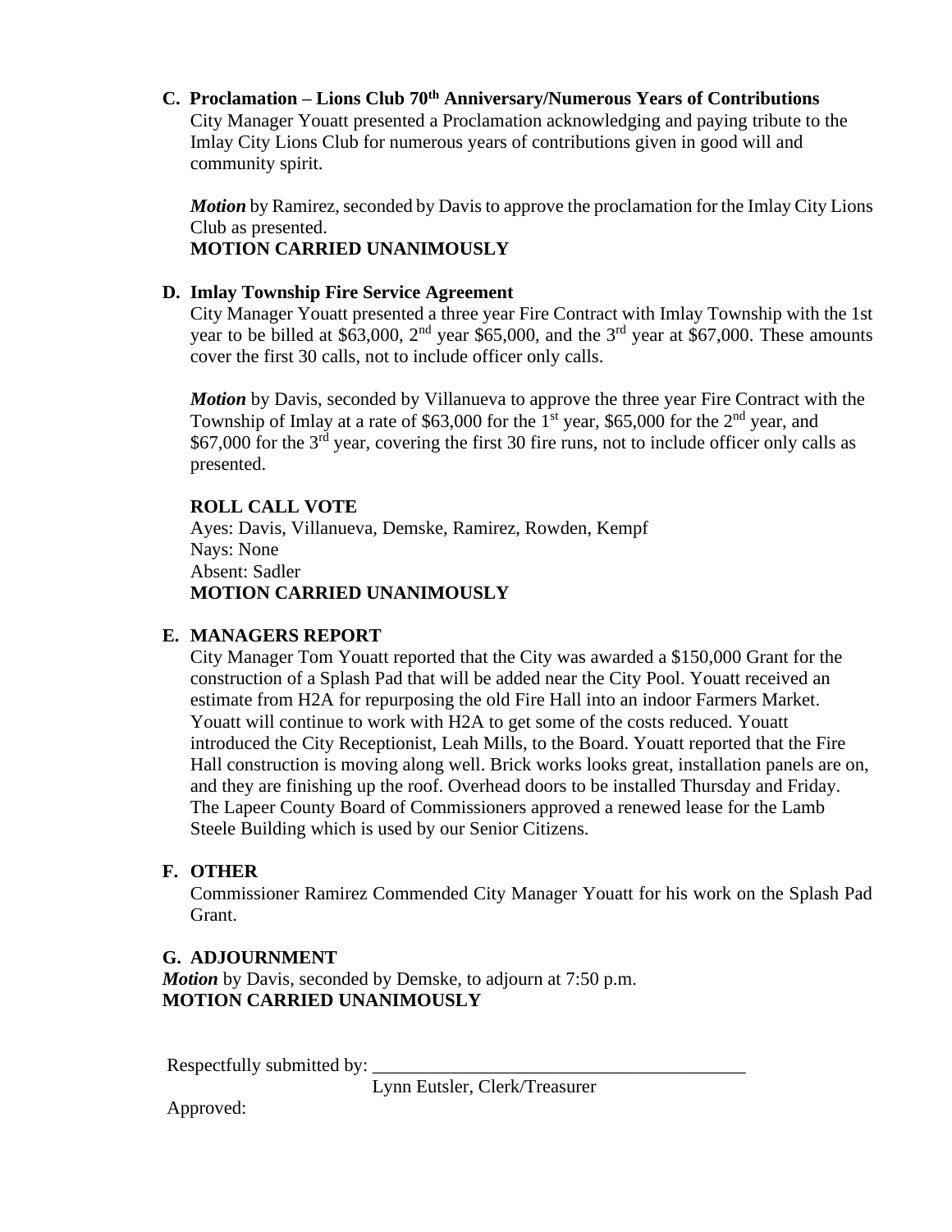**C. Proclamation – Lions Club 70th Anniversary/Numerous Years of Contributions**

City Manager Youatt presented a Proclamation acknowledging and paying tribute to the Imlay City Lions Club for numerous years of contributions given in good will and community spirit.

***Motion*** by Ramirez, seconded by Davis to approve the proclamation for the Imlay City Lions Club as presented.
**MOTION CARRIED UNANIMOUSLY**

**D. Imlay Township Fire Service Agreement**

City Manager Youatt presented a three year Fire Contract with Imlay Township with the 1st year to be billed at $63,000, 2nd year $65,000, and the 3rd year at $67,000. These amounts cover the first 30 calls, not to include officer only calls.

***Motion*** by Davis, seconded by Villanueva to approve the three year Fire Contract with the Township of Imlay at a rate of $63,000 for the 1st year, $65,000 for the 2nd year, and $67,000 for the 3rd year, covering the first 30 fire runs, not to include officer only calls as presented.

**ROLL CALL VOTE**
Ayes: Davis, Villanueva, Demske, Ramirez, Rowden, Kempf
Nays: None
Absent: Sadler
**MOTION CARRIED UNANIMOUSLY**

**E. MANAGERS REPORT**

City Manager Tom Youatt reported that the City was awarded a $150,000 Grant for the construction of a Splash Pad that will be added near the City Pool. Youatt received an estimate from H2A for repurposing the old Fire Hall into an indoor Farmers Market. Youatt will continue to work with H2A to get some of the costs reduced. Youatt introduced the City Receptionist, Leah Mills, to the Board. Youatt reported that the Fire Hall construction is moving along well. Brick works looks great, installation panels are on, and they are finishing up the roof. Overhead doors to be installed Thursday and Friday. The Lapeer County Board of Commissioners approved a renewed lease for the Lamb Steele Building which is used by our Senior Citizens.

**F. OTHER**

Commissioner Ramirez Commended City Manager Youatt for his work on the Splash Pad Grant.

**G. ADJOURNMENT**

***Motion*** by Davis, seconded by Demske, to adjourn at 7:50 p.m.
**MOTION CARRIED UNANIMOUSLY**

Respectfully submitted by: ________________________________________
Lynn Eutsler, Clerk/Treasurer

Approved: